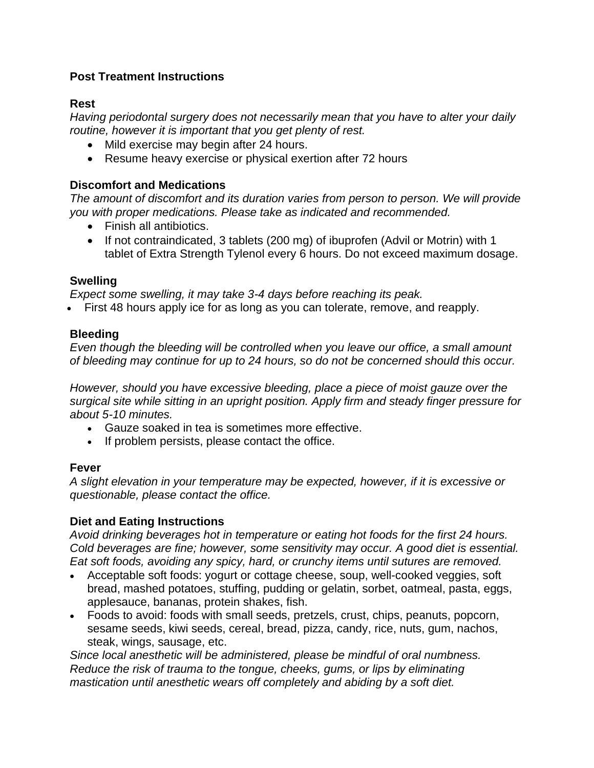# Post Treatment Instructions

## Rest

*Having periodontal surgery does not necessarily mean that you have to alter your daily routine, however it is important that you get plenty of rest.*

- Mild exercise may begin after 24 hours.
- Resume heavy exercise or physical exertion after 72 hours

## Discomfort and Medications

*The amount of discomfort and its duration varies from person to person. We will provide you with proper medications. Please take as indicated and recommended.*

- Finish all antibiotics.
- If not contraindicated, 3 tablets (200 mg) of ibuprofen (Advil or Motrin) with 1 tablet of Extra Strength Tylenol every 6 hours. Do not exceed maximum dosage.

## Swelling

*Expect some swelling, it may take 3-4 days before reaching its peak.*

- First 48 hours apply ice for as long as you can tolerate, remove, and reapply.

## Bleeding

*Even though the bleeding will be controlled when you leave our office, a small amount of bleeding may continue for up to 24 hours, so do not be concerned should this occur.*

*However, should you have excessive bleeding, place a piece of moist gauze over the surgical site while sitting in an upright position. Apply firm and steady finger pressure for about 5-10 minutes.*

- Gauze soaked in tea is sometimes more effective.
- If problem persists, please contact the office.

## Fever

*A slight elevation in your temperature may be expected, however, if it is excessive or questionable, please contact the office.*

## Diet and Eating Instructions

*Avoid drinking beverages hot in temperature or eating hot foods for the first 24 hours. Cold beverages are fine; however, some sensitivity may occur. A good diet is essential. Eat soft foods, avoiding any spicy, hard, or crunchy items until sutures are removed.*

- Acceptable soft foods: yogurt or cottage cheese, soup, well-cooked veggies, soft bread, mashed potatoes, stuffing, pudding or gelatin, sorbet, oatmeal, pasta, eggs, applesauce, bananas, protein shakes, fish.
- Foods to avoid: foods with small seeds, pretzels, crust, chips, peanuts, popcorn, sesame seeds, kiwi seeds, cereal, bread, pizza, candy, rice, nuts, gum, nachos, steak, wings, sausage, etc.

*Since local anesthetic will be administered, please be mindful of oral numbness. Reduce the risk of trauma to the tongue, cheeks, gums, or lips by eliminating mastication until anesthetic wears off completely and abiding by a soft diet.*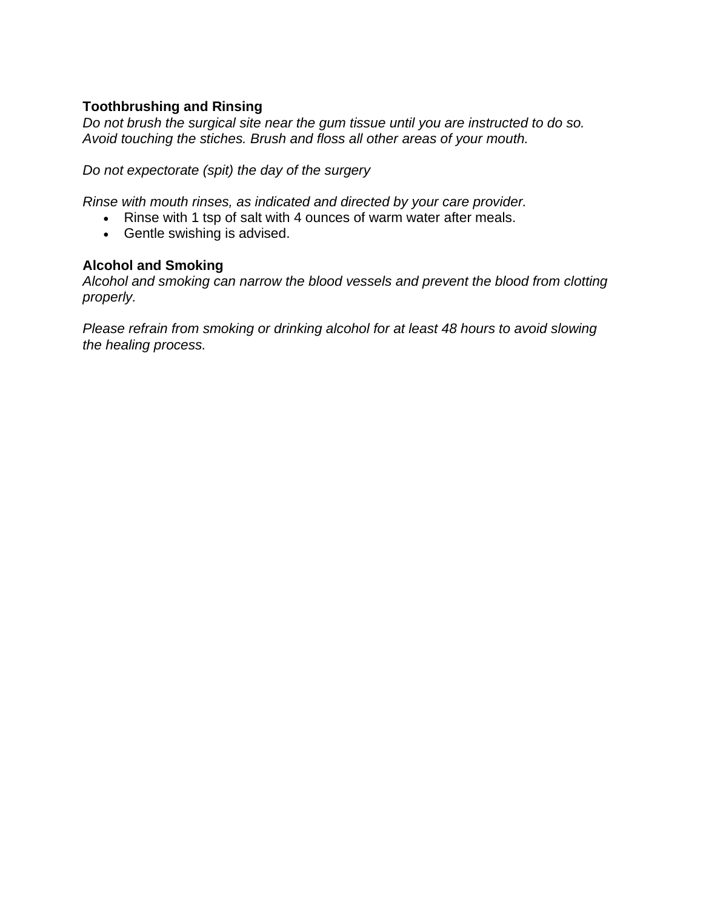**Toothbrushing and Rinsing**

*Do not brush the surgical site near the gum tissue until you are instructed to do so. Avoid touching the stiches. Brush and floss all other areas of your mouth.*

*Do not expectorate (spit) the day of the surgery*

*Rinse with mouth rinses, as indicated and directed by your care provider.*

- Rinse with 1 tsp of salt with 4 ounces of warm water after meals.
- Gentle swishing is advised.

**Alcohol and Smoking**

*Alcohol and smoking can narrow the blood vessels and prevent the blood from clotting properly.*

*Please refrain from smoking or drinking alcohol for at least 48 hours to avoid slowing the healing process.*